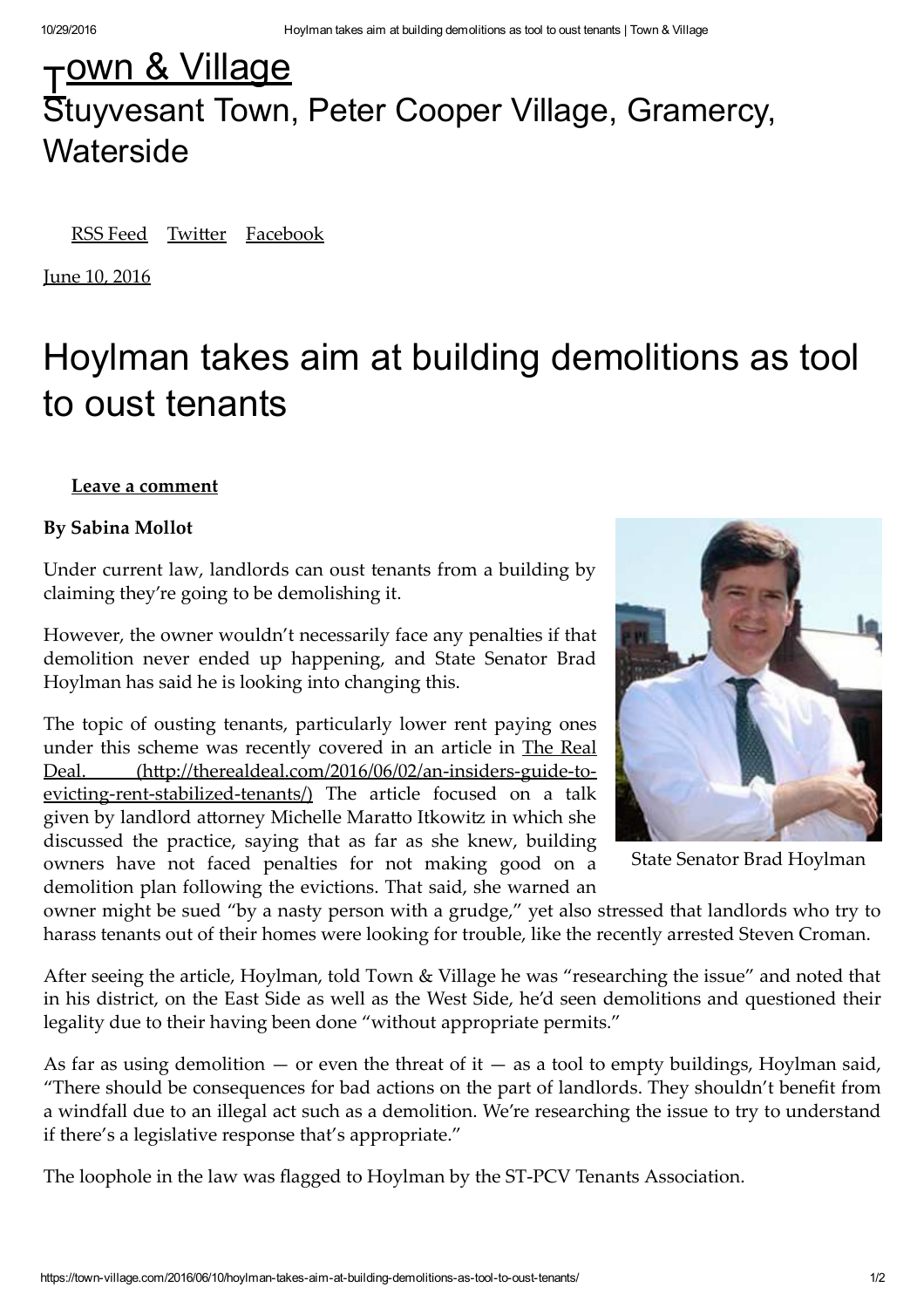# Town & Village

Stuyvesant Town, Peter Cooper Village, Gramercy, Waterside

RSS Feed Twitter Facebook

June 10, 2016

# Hoylman takes aim at building demolitions as tool to oust tenants

**Leave a comment**

**By Sabina Mollot**

State Senator Brad Hoylman

Under current law, landlords can oust tenants from a building by claiming they're going to be demolishing it.

However, the owner wouldn't necessarily face any penalties if that demolition never ended up happening, and State Senator Brad Hoylman has said he is looking into changing this.

The topic of ousting tenants, particularly lower rent paying ones under this scheme was recently covered in an article in The Real Deal. (http://therealdeal.com/2016/06/02/an-insiders-guide-to-evicting-rent-stabilized-tenants/) The article focused on a talk given by landlord attorney Michelle Maratto Itkowitz in which she discussed the practice, saying that as far as she knew, building owners have not faced penalties for not making good on a demolition plan following the evictions. That said, she warned an owner might be sued "by a nasty person with a grudge," yet also stressed that landlords who try to harass tenants out of their homes were looking for trouble, like the recently arrested Steven Croman.

After seeing the article, Hoylman, told Town & Village he was "researching the issue" and noted that in his district, on the East Side as well as the West Side, he'd seen demolitions and questioned their legality due to their having been done "without appropriate permits."

As far as using demolition — or even the threat of it — as a tool to empty buildings, Hoylman said, "There should be consequences for bad actions on the part of landlords. They shouldn't benefit from a windfall due to an illegal act such as a demolition. We're researching the issue to try to understand if there's a legislative response that's appropriate."

The loophole in the law was flagged to Hoylman by the ST-PCV Tenants Association.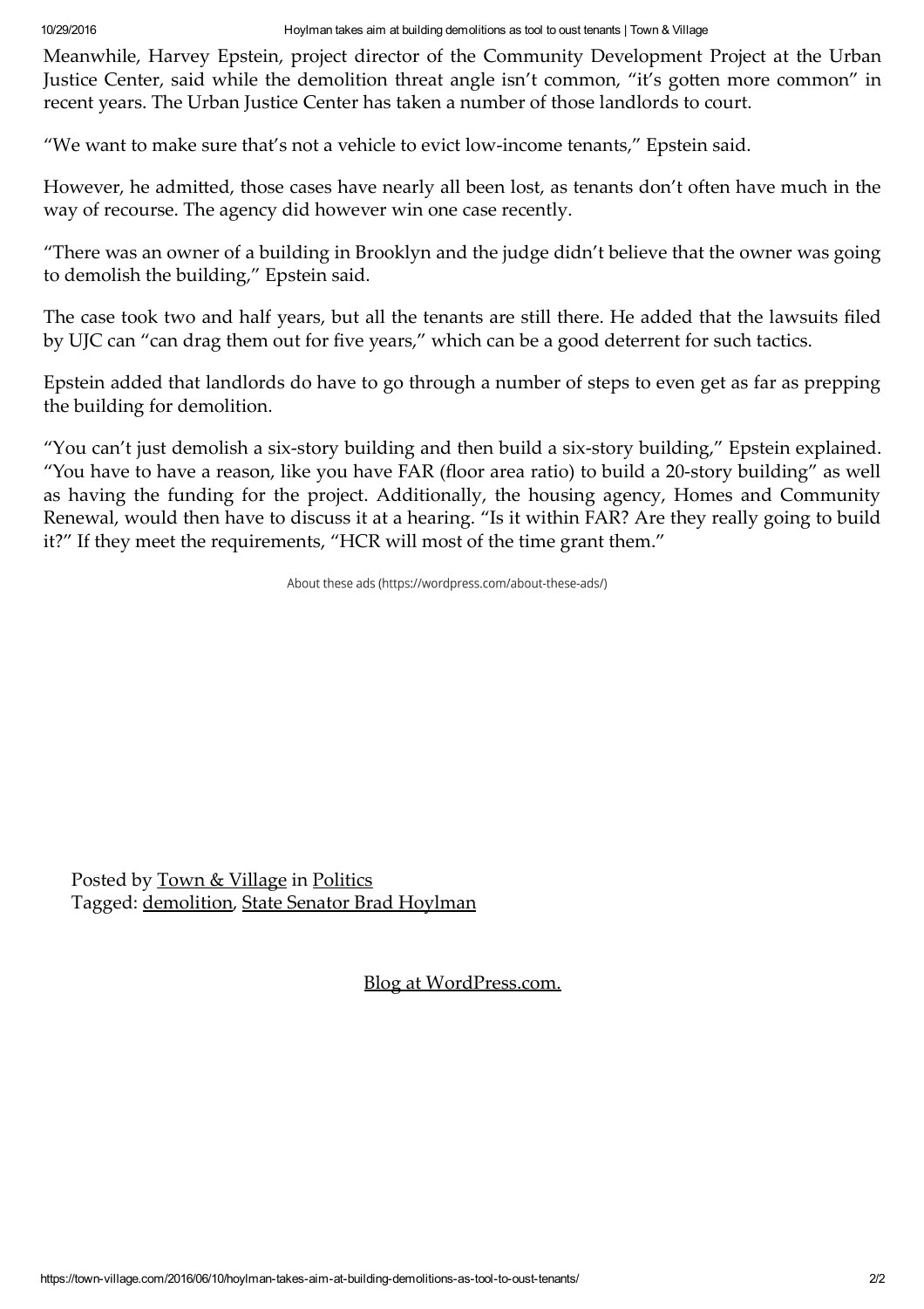Meanwhile, Harvey Epstein, project director of the Community Development Project at the Urban Justice Center, said while the demolition threat angle isn't common, "it's gotten more common" in recent years. The Urban Justice Center has taken a number of those landlords to court.

"We want to make sure that's not a vehicle to evict low-income tenants," Epstein said.

However, he admitted, those cases have nearly all been lost, as tenants don't often have much in the way of recourse. The agency did however win one case recently.

"There was an owner of a building in Brooklyn and the judge didn't believe that the owner was going to demolish the building," Epstein said.

The case took two and half years, but all the tenants are still there. He added that the lawsuits filed by UJC can "can drag them out for five years," which can be a good deterrent for such tactics.

Epstein added that landlords do have to go through a number of steps to even get as far as prepping the building for demolition.

"You can't just demolish a six-story building and then build a six-story building," Epstein explained. "You have to have a reason, like you have FAR (floor area ratio) to build a 20-story building" as well as having the funding for the project. Additionally, the housing agency, Homes and Community Renewal, would then have to discuss it at a hearing. "Is it within FAR? Are they really going to build it?" If they meet the requirements, "HCR will most of the time grant them."

About these ads (https://wordpress.com/about-these-ads/)

Posted by Town & Village in Politics
Tagged: demolition, State Senator Brad Hoylman

Blog at WordPress.com.